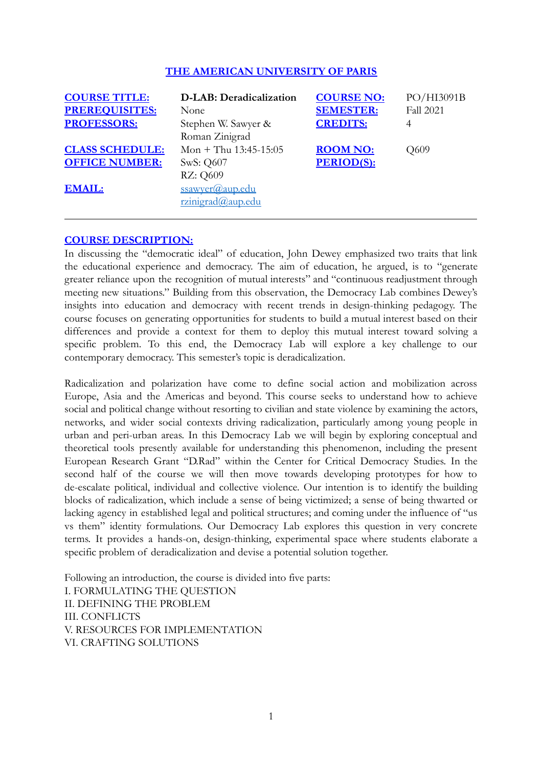# THE AMERICAN UNIVERSITY OF PARIS

| | | | |
|---|---|---|---|
| **COURSE TITLE:** | **D-LAB: Deradicalization** | **COURSE NO:** | PO/HI3091B |
| **PREREQUISITES:** | None | **SEMESTER:** | Fall 2021 |
| **PROFESSORS:** | Stephen W. Sawyer & Roman Zinigrad | **CREDITS:** | 4 |
| **CLASS SCHEDULE:** | Mon + Thu 13:45-15:05 | **ROOM NO:** | Q609 |
| **OFFICE NUMBER:** | SwS: Q607<br>RZ: Q609 | **PERIOD(S):** | |
| **EMAIL:** | ssawyer@aup.edu<br>rzinigrad@aup.edu | | |

---

## COURSE DESCRIPTION:

In discussing the "democratic ideal" of education, John Dewey emphasized two traits that link the educational experience and democracy. The aim of education, he argued, is to "generate greater reliance upon the recognition of mutual interests" and "continuous readjustment through meeting new situations." Building from this observation, the Democracy Lab combines Dewey's insights into education and democracy with recent trends in design-thinking pedagogy. The course focuses on generating opportunities for students to build a mutual interest based on their differences and provide a context for them to deploy this mutual interest toward solving a specific problem. To this end, the Democracy Lab will explore a key challenge to our contemporary democracy. This semester's topic is deradicalization.

Radicalization and polarization have come to define social action and mobilization across Europe, Asia and the Americas and beyond. This course seeks to understand how to achieve social and political change without resorting to civilian and state violence by examining the actors, networks, and wider social contexts driving radicalization, particularly among young people in urban and peri-urban areas. In this Democracy Lab we will begin by exploring conceptual and theoretical tools presently available for understanding this phenomenon, including the present European Research Grant "D.Rad" within the Center for Critical Democracy Studies. In the second half of the course we will then move towards developing prototypes for how to de-escalate political, individual and collective violence. Our intention is to identify the building blocks of radicalization, which include a sense of being victimized; a sense of being thwarted or lacking agency in established legal and political structures; and coming under the influence of "us vs them" identity formulations. Our Democracy Lab explores this question in very concrete terms. It provides a hands-on, design-thinking, experimental space where students elaborate a specific problem of deradicalization and devise a potential solution together.

Following an introduction, the course is divided into five parts:

I. FORMULATING THE QUESTION
II. DEFINING THE PROBLEM
III. CONFLICTS
V. RESOURCES FOR IMPLEMENTATION
VI. CRAFTING SOLUTIONS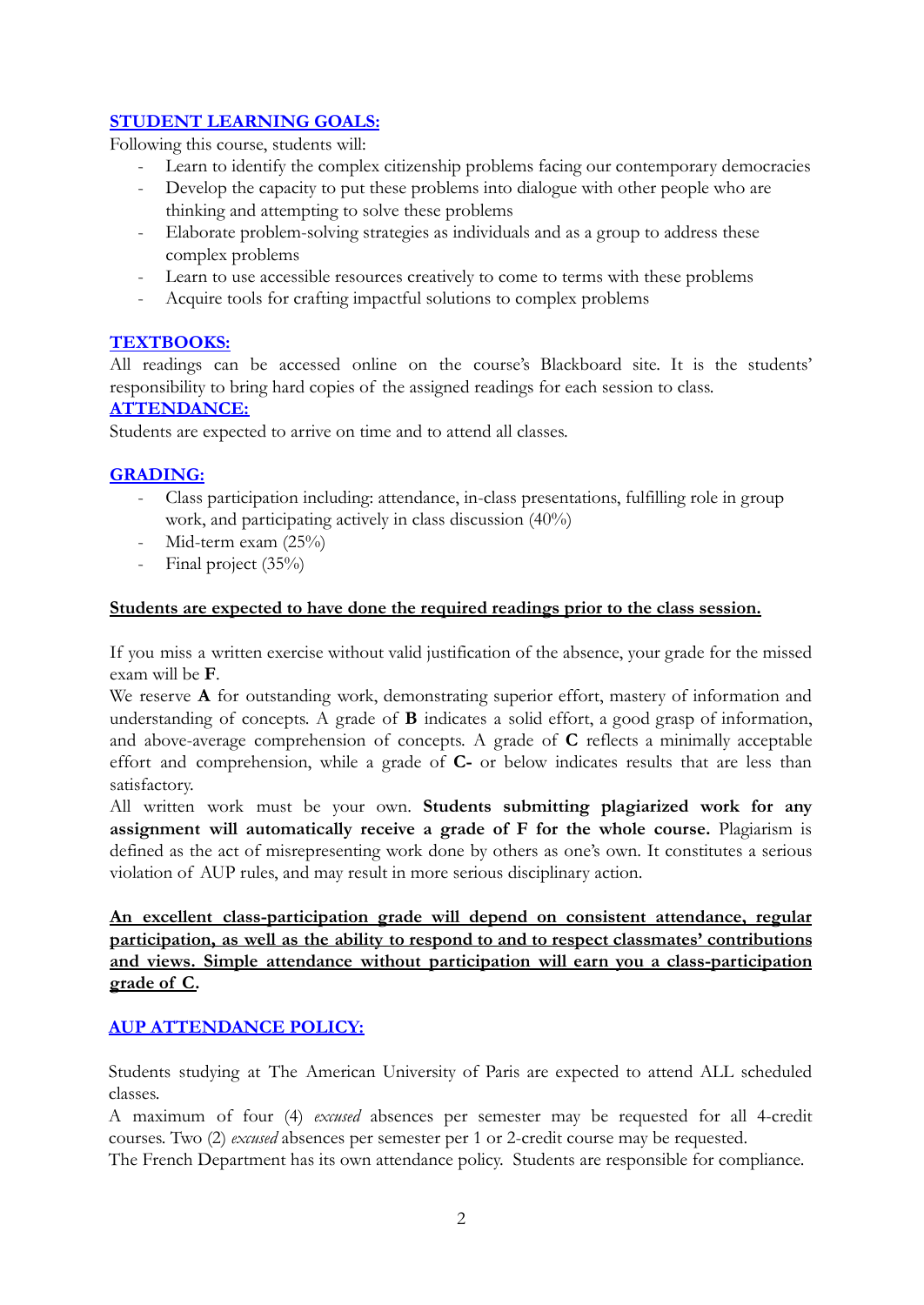## STUDENT LEARNING GOALS:

Following this course, students will:

- Learn to identify the complex citizenship problems facing our contemporary democracies
- Develop the capacity to put these problems into dialogue with other people who are thinking and attempting to solve these problems
- Elaborate problem-solving strategies as individuals and as a group to address these complex problems
- Learn to use accessible resources creatively to come to terms with these problems
- Acquire tools for crafting impactful solutions to complex problems

## TEXTBOOKS:

All readings can be accessed online on the course's Blackboard site. It is the students' responsibility to bring hard copies of the assigned readings for each session to class.

## ATTENDANCE:

Students are expected to arrive on time and to attend all classes.

## GRADING:

- Class participation including: attendance, in-class presentations, fulfilling role in group work, and participating actively in class discussion (40%)
- Mid-term exam (25%)
- Final project (35%)

**Students are expected to have done the required readings prior to the class session.**

If you miss a written exercise without valid justification of the absence, your grade for the missed exam will be **F**.

We reserve **A** for outstanding work, demonstrating superior effort, mastery of information and understanding of concepts. A grade of **B** indicates a solid effort, a good grasp of information, and above-average comprehension of concepts. A grade of **C** reflects a minimally acceptable effort and comprehension, while a grade of **C-** or below indicates results that are less than satisfactory.

All written work must be your own. **Students submitting plagiarized work for any assignment will automatically receive a grade of F for the whole course.** Plagiarism is defined as the act of misrepresenting work done by others as one's own. It constitutes a serious violation of AUP rules, and may result in more serious disciplinary action.

**An excellent class-participation grade will depend on consistent attendance, regular participation, as well as the ability to respond to and to respect classmates' contributions and views. Simple attendance without participation will earn you a class-participation grade of C.**

## AUP ATTENDANCE POLICY:

Students studying at The American University of Paris are expected to attend ALL scheduled classes.

A maximum of four (4) *excused* absences per semester may be requested for all 4-credit courses. Two (2) *excused* absences per semester per 1 or 2-credit course may be requested.

The French Department has its own attendance policy. Students are responsible for compliance.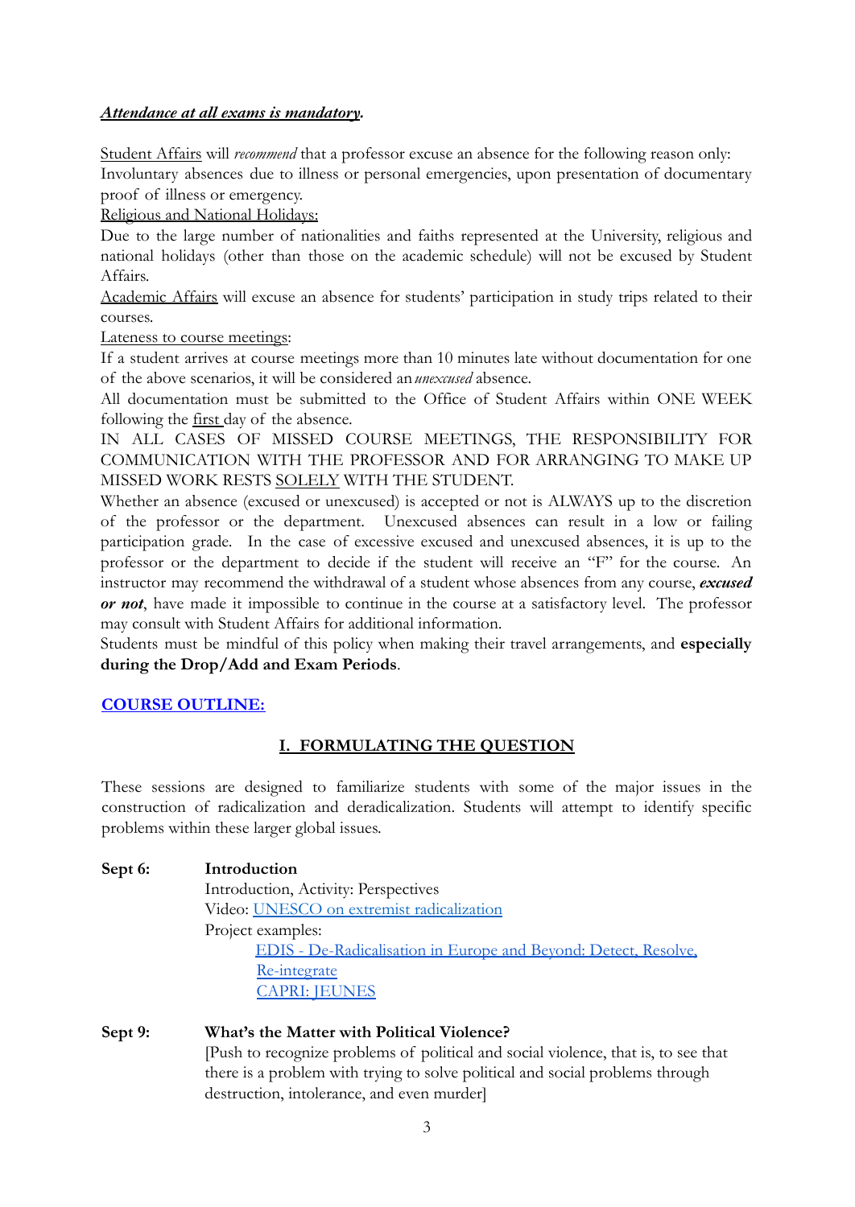***Attendance at all exams is mandatory.***

Student Affairs will *recommend* that a professor excuse an absence for the following reason only:
Involuntary absences due to illness or personal emergencies, upon presentation of documentary proof of illness or emergency.

Religious and National Holidays:
Due to the large number of nationalities and faiths represented at the University, religious and national holidays (other than those on the academic schedule) will not be excused by Student Affairs.

Academic Affairs will excuse an absence for students' participation in study trips related to their courses.

Lateness to course meetings:
If a student arrives at course meetings more than 10 minutes late without documentation for one of the above scenarios, it will be considered an *unexcused* absence.

All documentation must be submitted to the Office of Student Affairs within ONE WEEK following the first day of the absence.

IN ALL CASES OF MISSED COURSE MEETINGS, THE RESPONSIBILITY FOR COMMUNICATION WITH THE PROFESSOR AND FOR ARRANGING TO MAKE UP MISSED WORK RESTS SOLELY WITH THE STUDENT.

Whether an absence (excused or unexcused) is accepted or not is ALWAYS up to the discretion of the professor or the department. Unexcused absences can result in a low or failing participation grade. In the case of excessive excused and unexcused absences, it is up to the professor or the department to decide if the student will receive an "F" for the course. An instructor may recommend the withdrawal of a student whose absences from any course, ***excused or not***, have made it impossible to continue in the course at a satisfactory level. The professor may consult with Student Affairs for additional information.

Students must be mindful of this policy when making their travel arrangements, and **especially during the Drop/Add and Exam Periods**.

## COURSE OUTLINE:

### I. FORMULATING THE QUESTION

These sessions are designed to familiarize students with some of the major issues in the construction of radicalization and deradicalization. Students will attempt to identify specific problems within these larger global issues.

**Sept 6:** **Introduction**
Introduction, Activity: Perspectives
Video: UNESCO on extremist radicalization
Project examples:
- EDIS - De-Radicalisation in Europe and Beyond: Detect, Resolve, Re-integrate
- CAPRI: JEUNES

**Sept 9:** **What's the Matter with Political Violence?**
[Push to recognize problems of political and social violence, that is, to see that there is a problem with trying to solve political and social problems through destruction, intolerance, and even murder]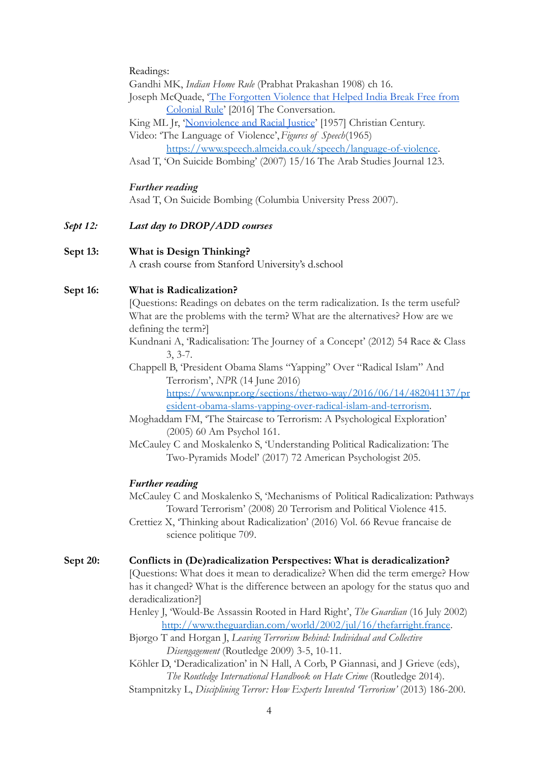Readings:

Gandhi MK, *Indian Home Rule* (Prabhat Prakashan 1908) ch 16.

Joseph McQuade, '[The Forgotten Violence that Helped India Break Free from Colonial Rule]()' [2016] The Conversation.

King ML Jr, '[Nonviolence and Racial Justice]()' [1957] Christian Century.

Video: 'The Language of Violence', *Figures of Speech*(1965) https://www.speech.almeida.co.uk/speech/language-of-violence.

Asad T, 'On Suicide Bombing' (2007) 15/16 The Arab Studies Journal 123.

***Further reading***

Asad T, On Suicide Bombing (Columbia University Press 2007).

***Sept 12:*** ***Last day to DROP/ADD courses***

**Sept 13:** **What is Design Thinking?**

A crash course from Stanford University's d.school

**Sept 16:** **What is Radicalization?**

[Questions: Readings on debates on the term radicalization. Is the term useful? What are the problems with the term? What are the alternatives? How are we defining the term?]

Kundnani A, 'Radicalisation: The Journey of a Concept' (2012) 54 Race & Class 3, 3-7.

Chappell B, 'President Obama Slams "Yapping" Over "Radical Islam" And Terrorism', *NPR* (14 June 2016) https://www.npr.org/sections/thetwo-way/2016/06/14/482041137/president-obama-slams-yapping-over-radical-islam-and-terrorism.

Moghaddam FM, 'The Staircase to Terrorism: A Psychological Exploration' (2005) 60 Am Psychol 161.

McCauley C and Moskalenko S, 'Understanding Political Radicalization: The Two-Pyramids Model' (2017) 72 American Psychologist 205.

***Further reading***

McCauley C and Moskalenko S, 'Mechanisms of Political Radicalization: Pathways Toward Terrorism' (2008) 20 Terrorism and Political Violence 415.

Crettiez X, 'Thinking about Radicalization' (2016) Vol. 66 Revue francaise de science politique 709.

**Sept 20:** **Conflicts in (De)radicalization Perspectives: What is deradicalization?**

[Questions: What does it mean to deradicalize? When did the term emerge? How has it changed? What is the difference between an apology for the status quo and deradicalization?]

Henley J, 'Would-Be Assassin Rooted in Hard Right', *The Guardian* (16 July 2002) http://www.theguardian.com/world/2002/jul/16/thefarright.france.

Bjørgo T and Horgan J, *Leaving Terrorism Behind: Individual and Collective Disengagement* (Routledge 2009) 3-5, 10-11.

Köhler D, 'Deradicalization' in N Hall, A Corb, P Giannasi, and J Grieve (eds), *The Routledge International Handbook on Hate Crime* (Routledge 2014).

Stampnitzky L, *Disciplining Terror: How Experts Invented 'Terrorism'* (2013) 186-200.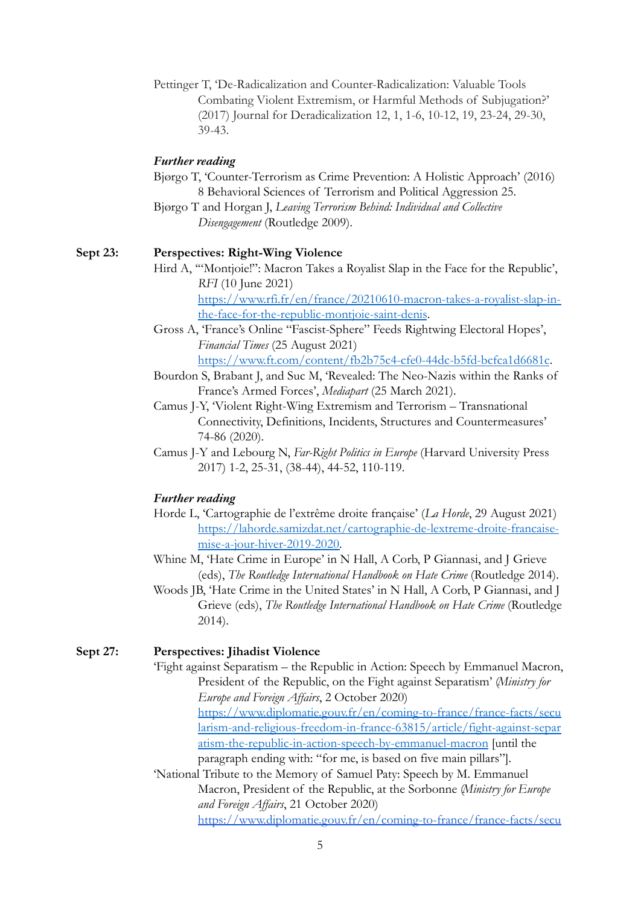Pettinger T, 'De-Radicalization and Counter-Radicalization: Valuable Tools Combating Violent Extremism, or Harmful Methods of Subjugation?' (2017) Journal for Deradicalization 12, 1, 1-6, 10-12, 19, 23-24, 29-30, 39-43.

***Further reading***

Bjørgo T, 'Counter-Terrorism as Crime Prevention: A Holistic Approach' (2016) 8 Behavioral Sciences of Terrorism and Political Aggression 25.

Bjørgo T and Horgan J, *Leaving Terrorism Behind: Individual and Collective Disengagement* (Routledge 2009).

**Sept 23: Perspectives: Right-Wing Violence**

Hird A, '"Montjoie!": Macron Takes a Royalist Slap in the Face for the Republic', *RFI* (10 June 2021) https://www.rfi.fr/en/france/20210610-macron-takes-a-royalist-slap-in-the-face-for-the-republic-montjoie-saint-denis.

Gross A, 'France's Online "Fascist-Sphere" Feeds Rightwing Electoral Hopes', *Financial Times* (25 August 2021) https://www.ft.com/content/fb2b75c4-cfe0-44dc-b5fd-bcfca1d6681c.

Bourdon S, Brabant J, and Suc M, 'Revealed: The Neo-Nazis within the Ranks of France's Armed Forces', *Mediapart* (25 March 2021).

Camus J-Y, 'Violent Right-Wing Extremism and Terrorism – Transnational Connectivity, Definitions, Incidents, Structures and Countermeasures' 74-86 (2020).

Camus J-Y and Lebourg N, *Far-Right Politics in Europe* (Harvard University Press 2017) 1-2, 25-31, (38-44), 44-52, 110-119.

***Further reading***

Horde L, 'Cartographie de l'extrême droite française' (*La Horde*, 29 August 2021) https://lahorde.samizdat.net/cartographie-de-lextreme-droite-francaise-mise-a-jour-hiver-2019-2020.

Whine M, 'Hate Crime in Europe' in N Hall, A Corb, P Giannasi, and J Grieve (eds), *The Routledge International Handbook on Hate Crime* (Routledge 2014).

Woods JB, 'Hate Crime in the United States' in N Hall, A Corb, P Giannasi, and J Grieve (eds), *The Routledge International Handbook on Hate Crime* (Routledge 2014).

**Sept 27: Perspectives: Jihadist Violence**

'Fight against Separatism – the Republic in Action: Speech by Emmanuel Macron, President of the Republic, on the Fight against Separatism' (*Ministry for Europe and Foreign Affairs*, 2 October 2020) https://www.diplomatie.gouv.fr/en/coming-to-france/france-facts/secularism-and-religious-freedom-in-france-63815/article/fight-against-separatism-the-republic-in-action-speech-by-emmanuel-macron [until the paragraph ending with: "for me, is based on five main pillars"].

'National Tribute to the Memory of Samuel Paty: Speech by M. Emmanuel Macron, President of the Republic, at the Sorbonne (*Ministry for Europe and Foreign Affairs*, 21 October 2020) https://www.diplomatie.gouv.fr/en/coming-to-france/france-facts/secu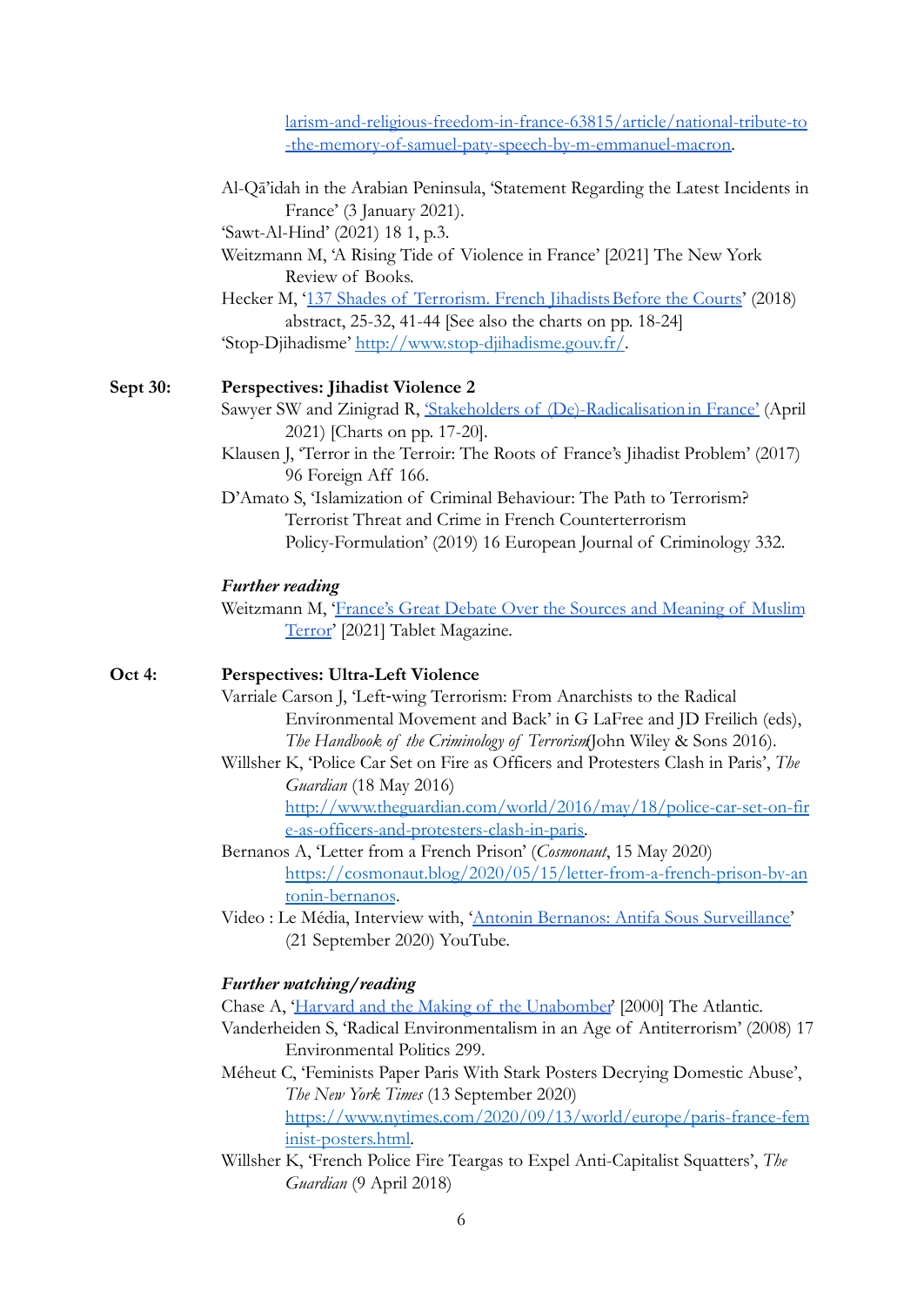[larism-and-religious-freedom-in-france-63815/article/national-tribute-to-the-memory-of-samuel-paty-speech-by-m-emmanuel-macron](larism-and-religious-freedom-in-france-63815/article/national-tribute-to-the-memory-of-samuel-paty-speech-by-m-emmanuel-macron).

Al-Qā'idah in the Arabian Peninsula, 'Statement Regarding the Latest Incidents in France' (3 January 2021).

'Sawt-Al-Hind' (2021) 18 1, p.3.

Weitzmann M, 'A Rising Tide of Violence in France' [2021] The New York Review of Books.

Hecker M, '137 Shades of Terrorism. French Jihadists Before the Courts' (2018) abstract, 25-32, 41-44 [See also the charts on pp. 18-24]

'Stop-Djihadisme' http://www.stop-djihadisme.gouv.fr/.

**Sept 30: Perspectives: Jihadist Violence 2**

Sawyer SW and Zinigrad R, 'Stakeholders of (De)-Radicalisation in France' (April 2021) [Charts on pp. 17-20].

Klausen J, 'Terror in the Terroir: The Roots of France's Jihadist Problem' (2017) 96 Foreign Aff 166.

D'Amato S, 'Islamization of Criminal Behaviour: The Path to Terrorism? Terrorist Threat and Crime in French Counterterrorism Policy-Formulation' (2019) 16 European Journal of Criminology 332.

***Further reading***

Weitzmann M, 'France's Great Debate Over the Sources and Meaning of Muslim Terror' [2021] Tablet Magazine.

**Oct 4: Perspectives: Ultra-Left Violence**

Varriale Carson J, 'Left-wing Terrorism: From Anarchists to the Radical Environmental Movement and Back' in G LaFree and JD Freilich (eds), *The Handbook of the Criminology of Terrorism* (John Wiley & Sons 2016).

Willsher K, 'Police Car Set on Fire as Officers and Protesters Clash in Paris', *The Guardian* (18 May 2016) http://www.theguardian.com/world/2016/may/18/police-car-set-on-fire-as-officers-and-protesters-clash-in-paris.

Bernanos A, 'Letter from a French Prison' (*Cosmonaut*, 15 May 2020) https://cosmonaut.blog/2020/05/15/letter-from-a-french-prison-by-antonin-bernanos.

Video : Le Média, Interview with, 'Antonin Bernanos: Antifa Sous Surveillance' (21 September 2020) YouTube.

***Further watching/reading***

Chase A, 'Harvard and the Making of the Unabomber' [2000] The Atlantic.

Vanderheiden S, 'Radical Environmentalism in an Age of Antiterrorism' (2008) 17 Environmental Politics 299.

Méheut C, 'Feminists Paper Paris With Stark Posters Decrying Domestic Abuse', *The New York Times* (13 September 2020) https://www.nytimes.com/2020/09/13/world/europe/paris-france-feminist-posters.html.

Willsher K, 'French Police Fire Teargas to Expel Anti-Capitalist Squatters', *The Guardian* (9 April 2018)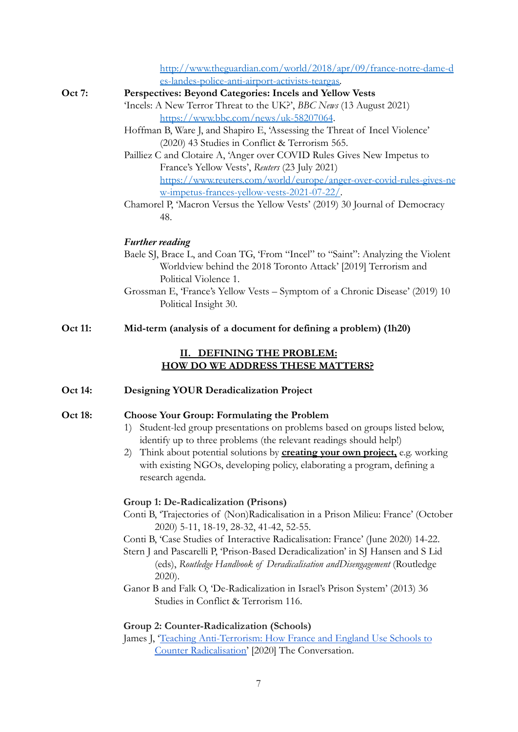http://www.theguardian.com/world/2018/apr/09/france-notre-dame-des-landes-police-anti-airport-activists-teargas.

**Oct 7: Perspectives: Beyond Categories: Incels and Yellow Vests**

'Incels: A New Terror Threat to the UK?', *BBC News* (13 August 2021) https://www.bbc.com/news/uk-58207064.

Hoffman B, Ware J, and Shapiro E, 'Assessing the Threat of Incel Violence' (2020) 43 Studies in Conflict & Terrorism 565.

Pailliez C and Clotaire A, 'Anger over COVID Rules Gives New Impetus to France's Yellow Vests', *Reuters* (23 July 2021) https://www.reuters.com/world/europe/anger-over-covid-rules-gives-new-impetus-frances-yellow-vests-2021-07-22/.

Chamorel P, 'Macron Versus the Yellow Vests' (2019) 30 Journal of Democracy 48.

***Further reading***

Baele SJ, Brace L, and Coan TG, 'From "Incel" to "Saint": Analyzing the Violent Worldview behind the 2018 Toronto Attack' [2019] Terrorism and Political Violence 1.

Grossman E, 'France's Yellow Vests – Symptom of a Chronic Disease' (2019) 10 Political Insight 30.

**Oct 11: Mid-term (analysis of a document for defining a problem) (1h20)**

## II. DEFINING THE PROBLEM: HOW DO WE ADDRESS THESE MATTERS?

**Oct 14: Designing YOUR Deradicalization Project**

**Oct 18: Choose Your Group: Formulating the Problem**

1) Student-led group presentations on problems based on groups listed below, identify up to three problems (the relevant readings should help!)
2) Think about potential solutions by **creating your own project,** e.g. working with existing NGOs, developing policy, elaborating a program, defining a research agenda.

**Group 1: De-Radicalization (Prisons)**

Conti B, 'Trajectories of (Non)Radicalisation in a Prison Milieu: France' (October 2020) 5-11, 18-19, 28-32, 41-42, 52-55.

Conti B, 'Case Studies of Interactive Radicalisation: France' (June 2020) 14-22.

Stern J and Pascarelli P, 'Prison-Based Deradicalization' in SJ Hansen and S Lid (eds), *Routledge Handbook of Deradicalisation andDisengagement* (Routledge 2020).

Ganor B and Falk O, 'De-Radicalization in Israel's Prison System' (2013) 36 Studies in Conflict & Terrorism 116.

**Group 2: Counter-Radicalization (Schools)**

James J, 'Teaching Anti-Terrorism: How France and England Use Schools to Counter Radicalisation' [2020] The Conversation.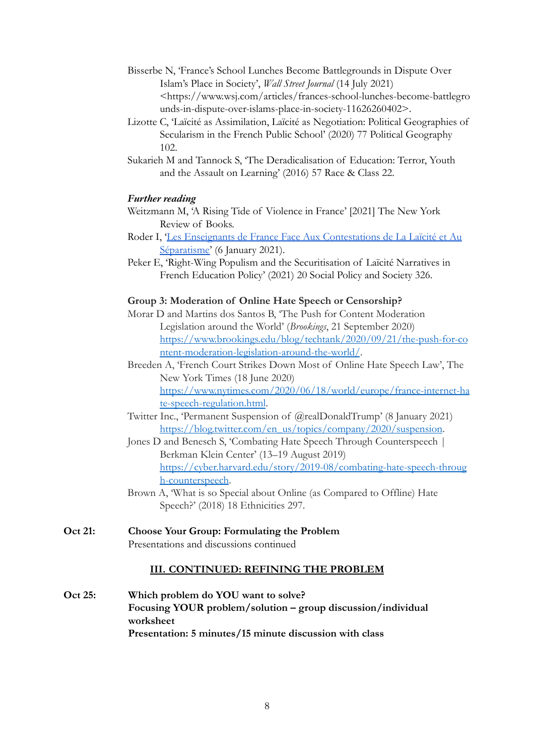Bisserbe N, 'France's School Lunches Become Battlegrounds in Dispute Over Islam's Place in Society', *Wall Street Journal* (14 July 2021) <https://www.wsj.com/articles/frances-school-lunches-become-battlegrounds-in-dispute-over-islams-place-in-society-11626260402>.

Lizotte C, 'Laïcité as Assimilation, Laïcité as Negotiation: Political Geographies of Secularism in the French Public School' (2020) 77 Political Geography 102.

Sukarieh M and Tannock S, 'The Deradicalisation of Education: Terror, Youth and the Assault on Learning' (2016) 57 Race & Class 22.

***Further reading***

Weitzmann M, 'A Rising Tide of Violence in France' [2021] The New York Review of Books.

Roder I, '[Les Enseignants de France Face Aux Contestations de La Laïcité et Au Séparatisme]()' (6 January 2021).

Peker E, 'Right-Wing Populism and the Securitisation of Laïcité Narratives in French Education Policy' (2021) 20 Social Policy and Society 326.

**Group 3: Moderation of Online Hate Speech or Censorship?**

Morar D and Martins dos Santos B, 'The Push for Content Moderation Legislation around the World' (*Brookings*, 21 September 2020) [https://www.brookings.edu/blog/techtank/2020/09/21/the-push-for-content-moderation-legislation-around-the-world/](https://www.brookings.edu/blog/techtank/2020/09/21/the-push-for-content-moderation-legislation-around-the-world/).

Breeden A, 'French Court Strikes Down Most of Online Hate Speech Law', The New York Times (18 June 2020) [https://www.nytimes.com/2020/06/18/world/europe/france-internet-hate-speech-regulation.html](https://www.nytimes.com/2020/06/18/world/europe/france-internet-hate-speech-regulation.html).

Twitter Inc., 'Permanent Suspension of @realDonaldTrump' (8 January 2021) [https://blog.twitter.com/en_us/topics/company/2020/suspension](https://blog.twitter.com/en_us/topics/company/2020/suspension).

Jones D and Benesch S, 'Combating Hate Speech Through Counterspeech | Berkman Klein Center' (13–19 August 2019) [https://cyber.harvard.edu/story/2019-08/combating-hate-speech-through-counterspeech](https://cyber.harvard.edu/story/2019-08/combating-hate-speech-through-counterspeech).

Brown A, 'What is so Special about Online (as Compared to Offline) Hate Speech?' (2018) 18 Ethnicities 297.

**Oct 21:** **Choose Your Group: Formulating the Problem**
Presentations and discussions continued

## III. CONTINUED: REFINING THE PROBLEM

**Oct 25:** **Which problem do YOU want to solve?**
**Focusing YOUR problem/solution – group discussion/individual worksheet**
**Presentation: 5 minutes/15 minute discussion with class**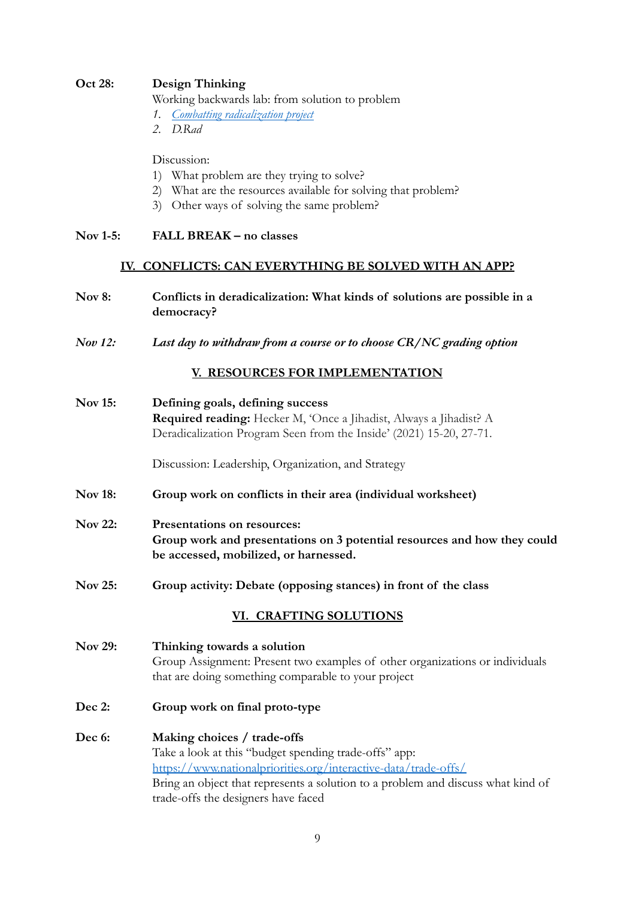**Oct 28:** **Design Thinking**
Working backwards lab: from solution to problem

1. *[Combatting radicalization project]*
2. *D.Rad*

Discussion:

1) What problem are they trying to solve?
2) What are the resources available for solving that problem?
3) Other ways of solving the same problem?

**Nov 1-5:** **FALL BREAK – no classes**

## IV. CONFLICTS: CAN EVERYTHING BE SOLVED WITH AN APP?

**Nov 8:** **Conflicts in deradicalization: What kinds of solutions are possible in a democracy?**

***Nov 12:*** ***Last day to withdraw from a course or to choose CR/NC grading option***

## V. RESOURCES FOR IMPLEMENTATION

**Nov 15:** **Defining goals, defining success**
**Required reading:** Hecker M, 'Once a Jihadist, Always a Jihadist? A Deradicalization Program Seen from the Inside' (2021) 15-20, 27-71.

Discussion: Leadership, Organization, and Strategy

**Nov 18:** **Group work on conflicts in their area (individual worksheet)**

**Nov 22:** **Presentations on resources:**
**Group work and presentations on 3 potential resources and how they could be accessed, mobilized, or harnessed.**

**Nov 25:** **Group activity: Debate (opposing stances) in front of the class**

## VI. CRAFTING SOLUTIONS

**Nov 29:** **Thinking towards a solution**
Group Assignment: Present two examples of other organizations or individuals that are doing something comparable to your project

**Dec 2:** **Group work on final proto-type**

**Dec 6:** **Making choices / trade-offs**
Take a look at this "budget spending trade-offs" app:
https://www.nationalpriorities.org/interactive-data/trade-offs/
Bring an object that represents a solution to a problem and discuss what kind of trade-offs the designers have faced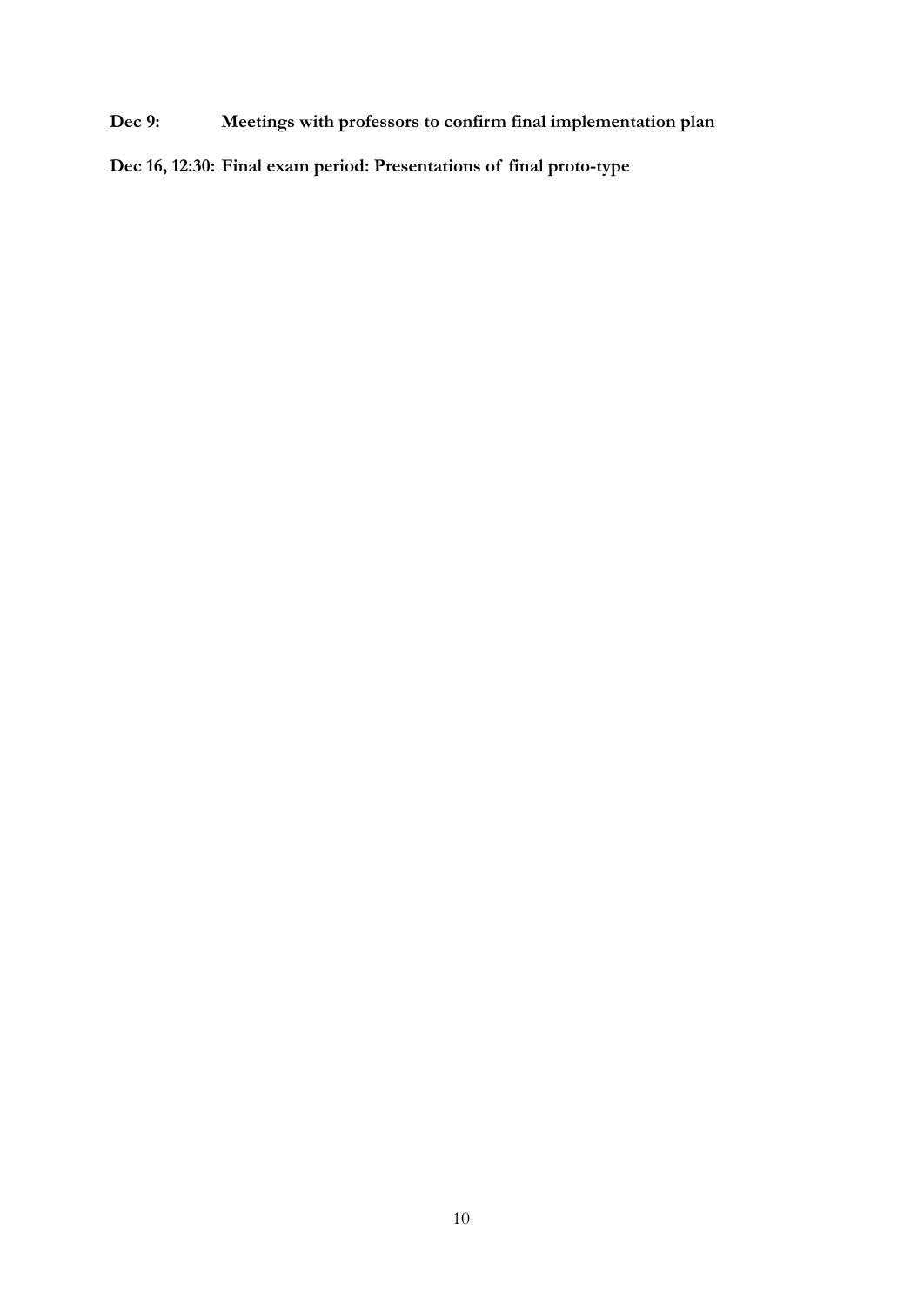**Dec 9:** **Meetings with professors to confirm final implementation plan**

**Dec 16, 12:30: Final exam period: Presentations of final proto-type**